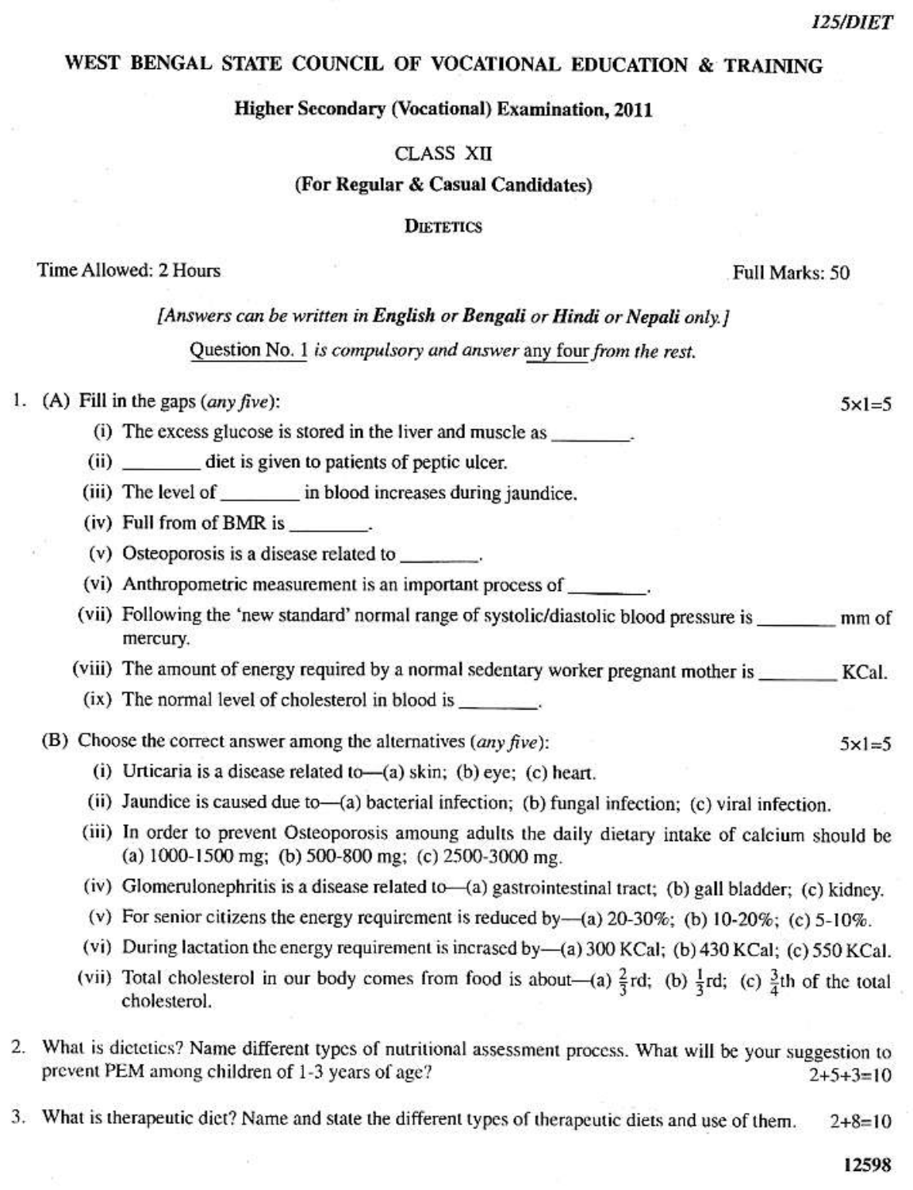125/DIET

# WEST BENGAL STATE COUNCIL OF VOCATIONAL EDUCATION & TRAINING

## Higher Secondary (Vocational) Examination, 2011

CLASS XII

**(For Regular & Casual Candidates)**

DIETETICS

Time Allowed: 2 Hours | Full Marks: 50

*[Answers can be written in **English** or **Bengali** or **Hindi** or **Nepali** only.]*

Question No. 1 *is compulsory and answer* any four *from the rest.*

1. (A) Fill in the gaps (*any five*): 5×1=5

   (i) The excess glucose is stored in the liver and muscle as ________.

   (ii) ________ diet is given to patients of peptic ulcer.

   (iii) The level of ________ in blood increases during jaundice.

   (iv) Full from of BMR is ________.

   (v) Osteoporosis is a disease related to ________.

   (vi) Anthropometric measurement is an important process of ________.

   (vii) Following the 'new standard' normal range of systolic/diastolic blood pressure is ________ mm of mercury.

   (viii) The amount of energy required by a normal sedentary worker pregnant mother is ________ KCal.

   (ix) The normal level of cholesterol in blood is ________.

   (B) Choose the correct answer among the alternatives (*any five*): 5×1=5

   (i) Urticaria is a disease related to—(a) skin; (b) eye; (c) heart.

   (ii) Jaundice is caused due to—(a) bacterial infection; (b) fungal infection; (c) viral infection.

   (iii) In order to prevent Osteoporosis amoung adults the daily dietary intake of calcium should be (a) 1000-1500 mg; (b) 500-800 mg; (c) 2500-3000 mg.

   (iv) Glomerulonephritis is a disease related to—(a) gastrointestinal tract; (b) gall bladder; (c) kidney.

   (v) For senior citizens the energy requirement is reduced by—(a) 20-30%; (b) 10-20%; (c) 5-10%.

   (vi) During lactation the energy requirement is incrased by—(a) 300 KCal; (b) 430 KCal; (c) 550 KCal.

   (vii) Total cholesterol in our body comes from food is about—(a) $\frac{2}{3}$rd; (b) $\frac{1}{3}$rd; (c) $\frac{3}{4}$th of the total cholesterol.

2. What is dietetics? Name different types of nutritional assessment process. What will be your suggestion to prevent PEM among children of 1-3 years of age? 2+5+3=10

3. What is therapeutic diet? Name and state the different types of therapeutic diets and use of them. 2+8=10

12598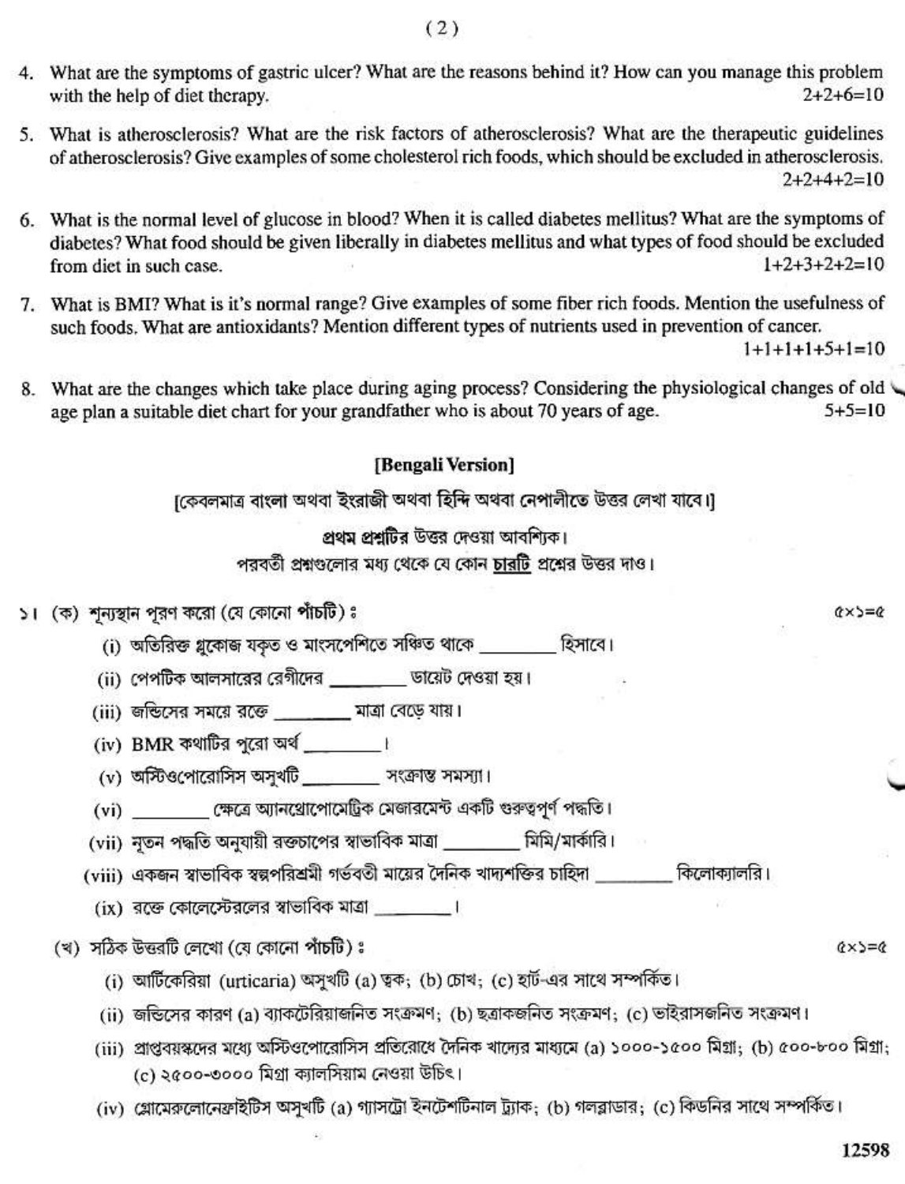4. What are the symptoms of gastric ulcer? What are the reasons behind it? How can you manage this problem with the help of diet therapy. 2+2+6=10

5. What is atherosclerosis? What are the risk factors of atherosclerosis? What are the therapeutic guidelines of atherosclerosis? Give examples of some cholesterol rich foods, which should be excluded in atherosclerosis. 2+2+4+2=10

6. What is the normal level of glucose in blood? When it is called diabetes mellitus? What are the symptoms of diabetes? What food should be given liberally in diabetes mellitus and what types of food should be excluded from diet in such case. 1+2+3+2+2=10

7. What is BMI? What is it's normal range? Give examples of some fiber rich foods. Mention the usefulness of such foods. What are antioxidants? Mention different types of nutrients used in prevention of cancer. 1+1+1+1+5+1=10

8. What are the changes which take place during aging process? Considering the physiological changes of old age plan a suitable diet chart for your grandfather who is about 70 years of age. 5+5=10

## [Bengali Version]

[কেবলমাত্র বাংলা অথবা ইংরাজী অথবা হিন্দি অথবা নেপালীতে উত্তর লেখা যাবে।]

প্রথম প্রশ্নটির উত্তর দেওয়া আবশ্যিক।

পরবর্তী প্রশ্নগুলোর মধ্য থেকে যে কোন **চারটি** প্রশ্নের উত্তর দাও।

১। (ক) শূন্যস্থান পূরণ করো (যে কোনো **পাঁচটি**) ঃ ৫×১=৫

(i) অতিরিক্ত গ্লুকোজ যকৃত ও মাংসপেশিতে সঞ্চিত থাকে ________ হিসাবে।

(ii) পেপটিক আলসারের রোগীদের ________ ডায়েট দেওয়া হয়।

(iii) জন্ডিসের সময়ে রক্তে ________ মাত্রা বেড়ে যায়।

(iv) BMR কথাটির পুরো অর্থ ________।

(v) অস্টিওপোরোসিস অসুখটি ________ সংক্রান্ত সমস্যা।

(vi) ________ ক্ষেত্রে অ্যানথ্রোপোমেট্রিক মেজারমেন্ট একটি গুরুত্বপূর্ণ পদ্ধতি।

(vii) নূতন পদ্ধতি অনুযায়ী রক্তচাপের স্বাভাবিক মাত্রা ________ মিমি/মার্কারি।

(viii) একজন স্বাভাবিক স্বল্পপরিশ্রমী গর্ভবতী মায়ের দৈনিক খাদ্যশক্তির চাহিদা ________ কিলোক্যালরি।

(ix) রক্তে কোলেস্টেরলের স্বাভাবিক মাত্রা ________।

(খ) সঠিক উত্তরটি লেখো (যে কোনো **পাঁচটি**) ঃ ৫×১=৫

(i) আর্টিকেরিয়া (urticaria) অসুখটি (a) ত্বক; (b) চোখ; (c) হার্ট-এর সাথে সম্পর্কিত।

(ii) জন্ডিসের কারণ (a) ব্যাকটেরিয়াজনিত সংক্রমণ; (b) ছত্রাকজনিত সংক্রমণ; (c) ভাইরাসজনিত সংক্রমণ।

(iii) প্রাপ্তবয়স্কদের মধ্যে অস্টিওপোরোসিস প্রতিরোধে দৈনিক খাদ্যের মাধ্যমে (a) ১০০০-১৫০০ মিগ্রা; (b) ৫০০-৮০০ মিগ্রা; (c) ২৫০০-৩০০০ মিগ্রা ক্যালসিয়াম নেওয়া উচিৎ।

(iv) গ্লোমেরুলোনেফ্রাইটিস অসুখটি (a) গ্যাসট্রো ইনটেশটিনাল ট্র্যাক; (b) গলব্লাডার; (c) কিডনির সাথে সম্পর্কিত।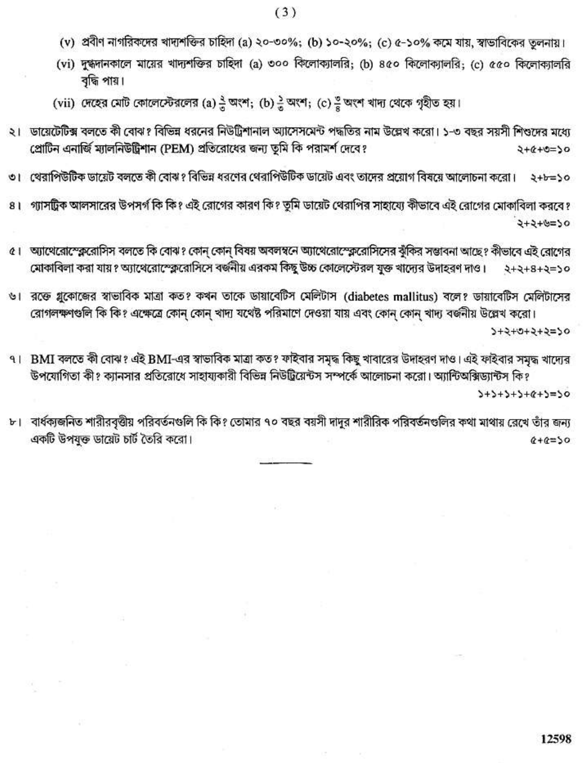(v) প্রবীণ নাগরিকদের খাদ্যশক্তির চাহিদা (a) ২০-৩০%; (b) ১০-২০%; (c) ৫-১০% কমে যায়, স্বাভাবিকের তুলনায়।

(vi) দুগ্ধদানকালে মায়ের খাদ্যশক্তির চাহিদা (a) ৩০০ কিলোক্যালরি; (b) ৪৫০ কিলোক্যালরি; (c) ৫৫০ কিলোক্যালরি বৃদ্ধি পায়।

(vii) দেহের মোট কোলেস্টেরলের (a) $\frac{২}{৩}$ অংশ; (b) $\frac{১}{৩}$ অংশ; (c) $\frac{৩}{৪}$ অংশ খাদ্য থেকে গৃহীত হয়।

২। ডায়েটেটিক্স বলতে কী বোঝ? বিভিন্ন ধরনের নিউট্রিশানাল অ্যাসেসমেন্ট পদ্ধতির নাম উল্লেখ করো। ১-৩ বছর বয়সী শিশুদের মধ্যে প্রোটিন এনার্জি ম্যালনিউট্রিশান (PEM) প্রতিরোধের জন্য তুমি কি পরামর্শ দেবে? ২+৫+৩=১০

৩। থেরাপিউটিক ডায়েট বলতে কী বোঝ? বিভিন্ন ধরণের থেরাপিউটিক ডায়েট এবং তাদের প্রয়োগ বিষয়ে আলোচনা করো। ২+৮=১০

৪। গ্যাসট্রিক আলসারের উপসর্গ কি কি? এই রোগের কারণ কি? তুমি ডায়েট থেরাপির সাহায্যে কীভাবে এই রোগের মোকাবিলা করবে? ২+২+৬=১০

৫। অ্যাথেরোস্ক্লেরোসিস বলতে কি বোঝ? কোন্ কোন্ বিষয় অবলম্বনে অ্যাথেরোস্ক্লেরোসিসের ঝুঁকির সম্ভাবনা আছে? কীভাবে এই রোগের মোকাবিলা করা যায়? অ্যাথেরোস্ক্লেরোসিসে বর্জনীয় এরকম কিছু উচ্চ কোলেস্টেরল যুক্ত খাদ্যের উদাহরণ দাও। ২+২+৪+২=১০

৬। রক্তে গ্লুকোজের স্বাভাবিক মাত্রা কত? কখন তাকে ডায়াবেটিস মেলিটাস (diabetes mallitus) বলে? ডায়াবেটিস মেলিটাসের রোগলক্ষণগুলি কি কি? এক্ষেত্রে কোন্ কোন্ খাদ্য যথেষ্ট পরিমাণে দেওয়া যায় এবং কোন্ কোন্ খাদ্য বর্জনীয় উল্লেখ করো। ১+২+৩+২+২=১০

৭। BMI বলতে কী বোঝ? এই BMI-এর স্বাভাবিক মাত্রা কত? ফাইবার সমৃদ্ধ কিছু খাবারের উদাহরণ দাও। এই ফাইবার সমৃদ্ধ খাদ্যের উপযোগিতা কী? ক্যানসার প্রতিরোধে সাহায্যকারী বিভিন্ন নিউট্রিয়েন্টস সম্পর্কে আলোচনা করো। অ্যান্টিঅক্সিড্যান্টস কি? ১+১+১+১+৫+১=১০

৮। বার্ধক্যজনিত শারীরবৃত্তীয় পরিবর্তনগুলি কি কি? তোমার ৭০ বছর বয়সী দাদুর শারীরিক পরিবর্তনগুলির কথা মাথায় রেখে তাঁর জন্য একটি উপযুক্ত ডায়েট চার্ট তৈরি করো। ৫+৫=১০

12598